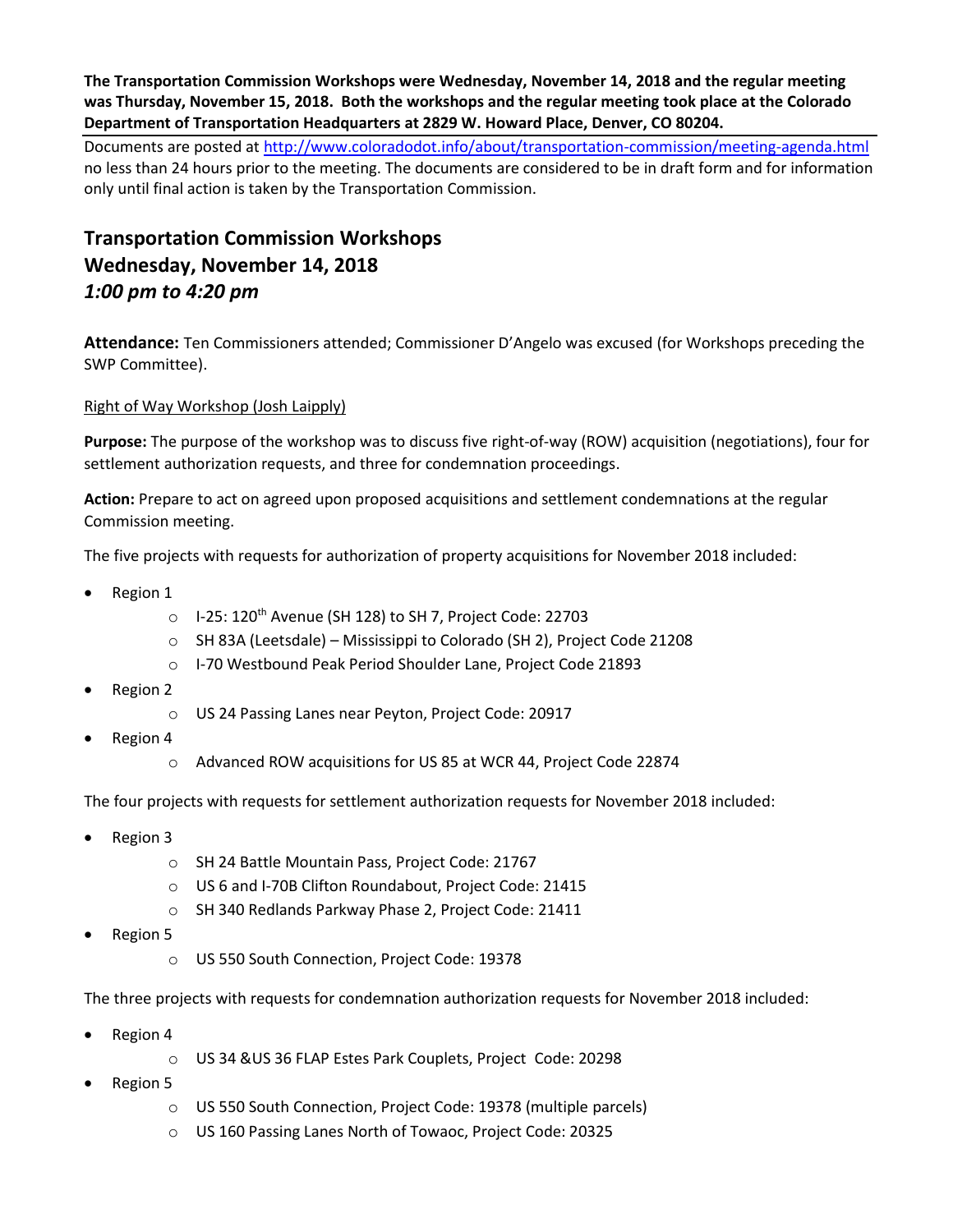**The Transportation Commission Workshops were Wednesday, November 14, 2018 and the regular meeting was Thursday, November 15, 2018. Both the workshops and the regular meeting took place at the Colorado Department of Transportation Headquarters at 2829 W. Howard Place, Denver, CO 80204.**

---

Documents are posted at http://www.coloradodot.info/about/transportation-commission/meeting-agenda.html no less than 24 hours prior to the meeting. The documents are considered to be in draft form and for information only until final action is taken by the Transportation Commission.

## Transportation Commission Workshops
## Wednesday, November 14, 2018
## *1:00 pm to 4:20 pm*

**Attendance:** Ten Commissioners attended; Commissioner D'Angelo was excused (for Workshops preceding the SWP Committee).

Right of Way Workshop (Josh Laipply)

**Purpose:** The purpose of the workshop was to discuss five right-of-way (ROW) acquisition (negotiations), four for settlement authorization requests, and three for condemnation proceedings.

**Action:** Prepare to act on agreed upon proposed acquisitions and settlement condemnations at the regular Commission meeting.

The five projects with requests for authorization of property acquisitions for November 2018 included:

- Region 1
  - I-25: 120th Avenue (SH 128) to SH 7, Project Code: 22703
  - SH 83A (Leetsdale) – Mississippi to Colorado (SH 2), Project Code 21208
  - I-70 Westbound Peak Period Shoulder Lane, Project Code 21893
- Region 2
  - US 24 Passing Lanes near Peyton, Project Code: 20917
- Region 4
  - Advanced ROW acquisitions for US 85 at WCR 44, Project Code 22874

The four projects with requests for settlement authorization requests for November 2018 included:

- Region 3
  - SH 24 Battle Mountain Pass, Project Code: 21767
  - US 6 and I-70B Clifton Roundabout, Project Code: 21415
  - SH 340 Redlands Parkway Phase 2, Project Code: 21411
- Region 5
  - US 550 South Connection, Project Code: 19378

The three projects with requests for condemnation authorization requests for November 2018 included:

- Region 4
  - US 34 &US 36 FLAP Estes Park Couplets, Project Code: 20298
- Region 5
  - US 550 South Connection, Project Code: 19378 (multiple parcels)
  - US 160 Passing Lanes North of Towaoc, Project Code: 20325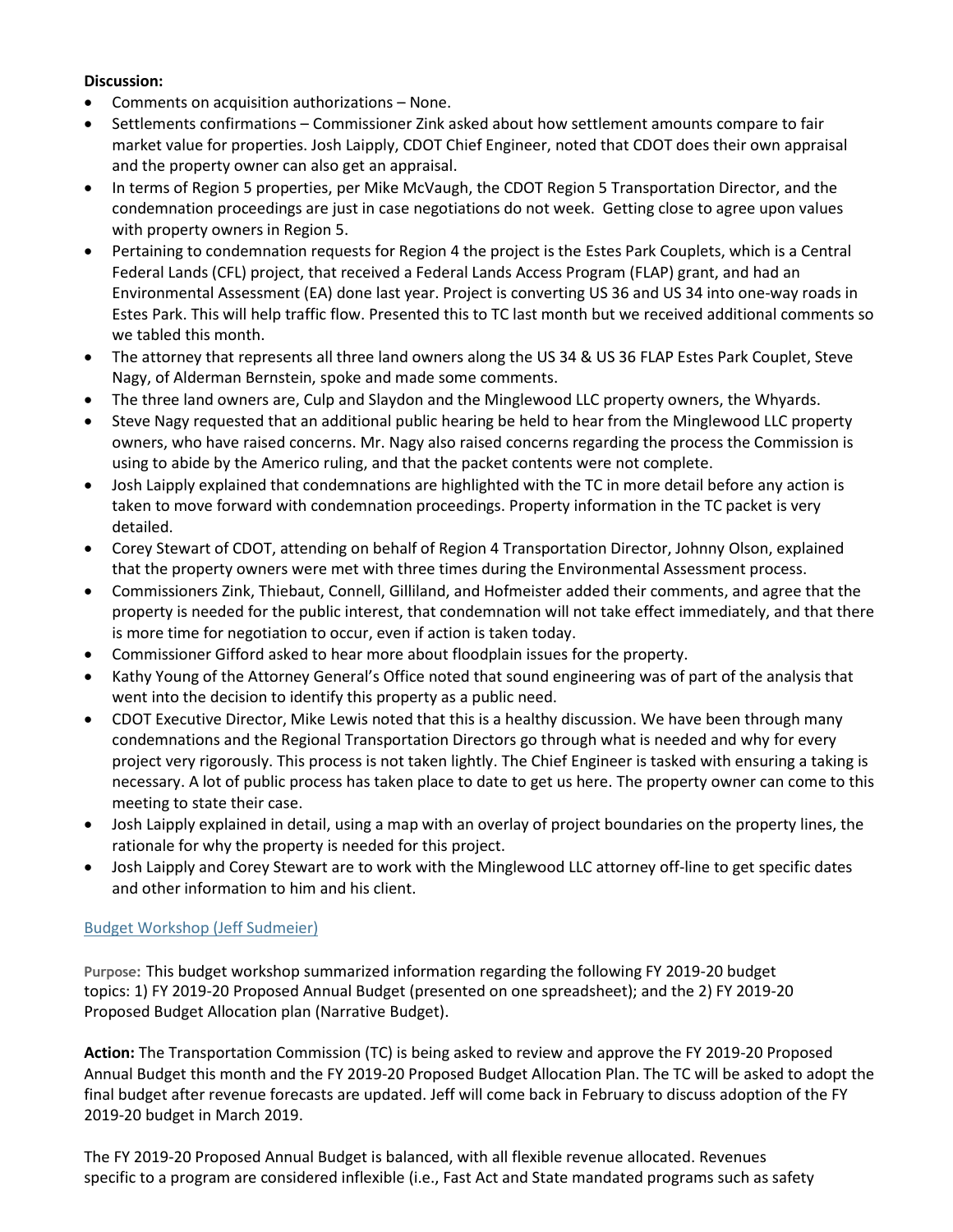**Discussion:**

- Comments on acquisition authorizations – None.
- Settlements confirmations – Commissioner Zink asked about how settlement amounts compare to fair market value for properties. Josh Laipply, CDOT Chief Engineer, noted that CDOT does their own appraisal and the property owner can also get an appraisal.
- In terms of Region 5 properties, per Mike McVaugh, the CDOT Region 5 Transportation Director, and the condemnation proceedings are just in case negotiations do not week. Getting close to agree upon values with property owners in Region 5.
- Pertaining to condemnation requests for Region 4 the project is the Estes Park Couplets, which is a Central Federal Lands (CFL) project, that received a Federal Lands Access Program (FLAP) grant, and had an Environmental Assessment (EA) done last year. Project is converting US 36 and US 34 into one-way roads in Estes Park. This will help traffic flow. Presented this to TC last month but we received additional comments so we tabled this month.
- The attorney that represents all three land owners along the US 34 & US 36 FLAP Estes Park Couplet, Steve Nagy, of Alderman Bernstein, spoke and made some comments.
- The three land owners are, Culp and Slaydon and the Minglewood LLC property owners, the Whyards.
- Steve Nagy requested that an additional public hearing be held to hear from the Minglewood LLC property owners, who have raised concerns. Mr. Nagy also raised concerns regarding the process the Commission is using to abide by the Americo ruling, and that the packet contents were not complete.
- Josh Laipply explained that condemnations are highlighted with the TC in more detail before any action is taken to move forward with condemnation proceedings. Property information in the TC packet is very detailed.
- Corey Stewart of CDOT, attending on behalf of Region 4 Transportation Director, Johnny Olson, explained that the property owners were met with three times during the Environmental Assessment process.
- Commissioners Zink, Thiebaut, Connell, Gilliland, and Hofmeister added their comments, and agree that the property is needed for the public interest, that condemnation will not take effect immediately, and that there is more time for negotiation to occur, even if action is taken today.
- Commissioner Gifford asked to hear more about floodplain issues for the property.
- Kathy Young of the Attorney General's Office noted that sound engineering was of part of the analysis that went into the decision to identify this property as a public need.
- CDOT Executive Director, Mike Lewis noted that this is a healthy discussion. We have been through many condemnations and the Regional Transportation Directors go through what is needed and why for every project very rigorously. This process is not taken lightly. The Chief Engineer is tasked with ensuring a taking is necessary. A lot of public process has taken place to date to get us here. The property owner can come to this meeting to state their case.
- Josh Laipply explained in detail, using a map with an overlay of project boundaries on the property lines, the rationale for why the property is needed for this project.
- Josh Laipply and Corey Stewart are to work with the Minglewood LLC attorney off-line to get specific dates and other information to him and his client.

Budget Workshop (Jeff Sudmeier)

**Purpose:** This budget workshop summarized information regarding the following FY 2019-20 budget topics: 1) FY 2019-20 Proposed Annual Budget (presented on one spreadsheet); and the 2) FY 2019-20 Proposed Budget Allocation plan (Narrative Budget).

**Action:** The Transportation Commission (TC) is being asked to review and approve the FY 2019-20 Proposed Annual Budget this month and the FY 2019-20 Proposed Budget Allocation Plan. The TC will be asked to adopt the final budget after revenue forecasts are updated. Jeff will come back in February to discuss adoption of the FY 2019-20 budget in March 2019.

The FY 2019-20 Proposed Annual Budget is balanced, with all flexible revenue allocated. Revenues specific to a program are considered inflexible (i.e., Fast Act and State mandated programs such as safety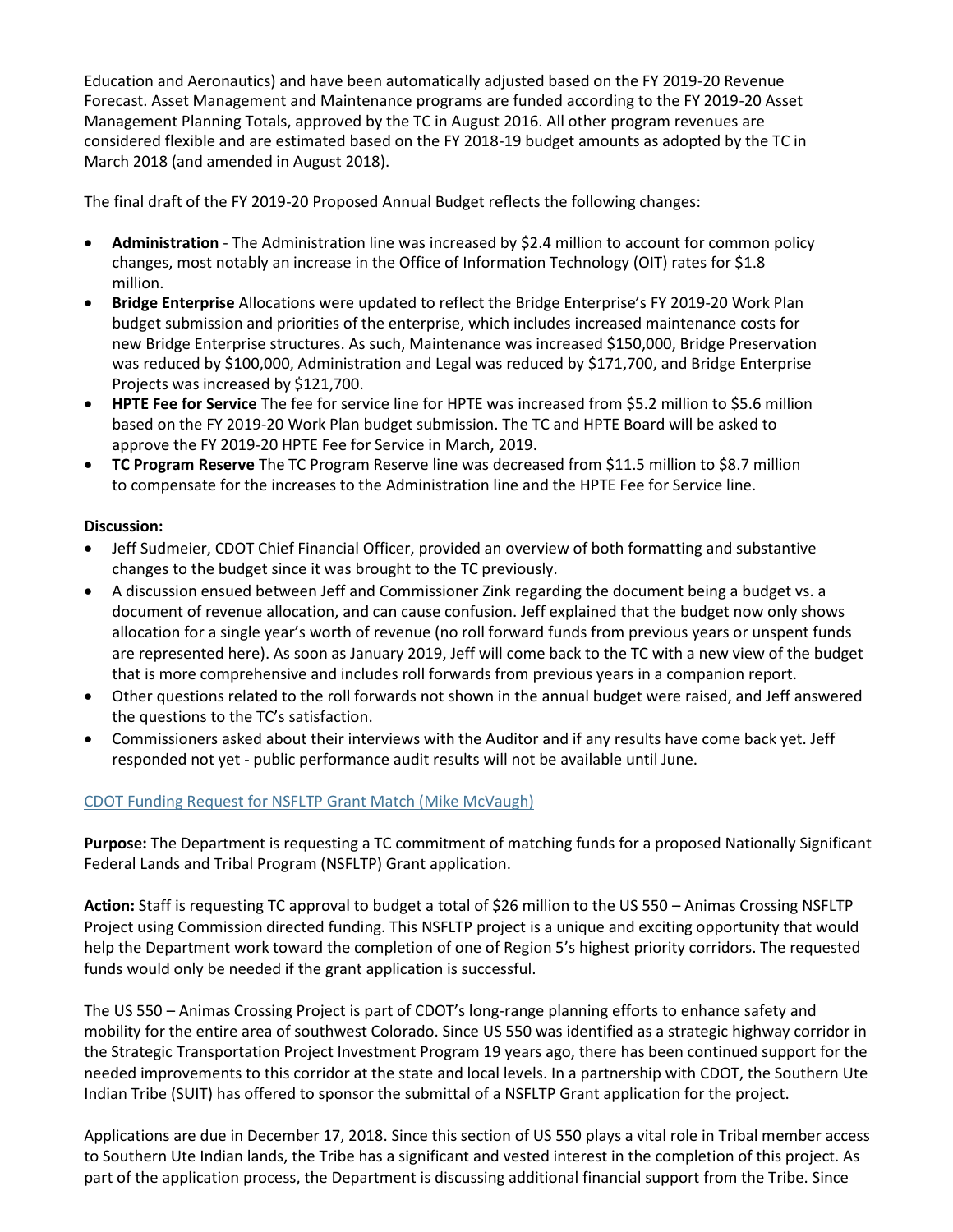Education and Aeronautics) and have been automatically adjusted based on the FY 2019-20 Revenue Forecast. Asset Management and Maintenance programs are funded according to the FY 2019-20 Asset Management Planning Totals, approved by the TC in August 2016. All other program revenues are considered flexible and are estimated based on the FY 2018-19 budget amounts as adopted by the TC in March 2018 (and amended in August 2018).

The final draft of the FY 2019-20 Proposed Annual Budget reflects the following changes:

- **Administration** - The Administration line was increased by $2.4 million to account for common policy changes, most notably an increase in the Office of Information Technology (OIT) rates for $1.8 million.
- **Bridge Enterprise** Allocations were updated to reflect the Bridge Enterprise's FY 2019-20 Work Plan budget submission and priorities of the enterprise, which includes increased maintenance costs for new Bridge Enterprise structures. As such, Maintenance was increased $150,000, Bridge Preservation was reduced by $100,000, Administration and Legal was reduced by $171,700, and Bridge Enterprise Projects was increased by $121,700.
- **HPTE Fee for Service** The fee for service line for HPTE was increased from $5.2 million to $5.6 million based on the FY 2019-20 Work Plan budget submission. The TC and HPTE Board will be asked to approve the FY 2019-20 HPTE Fee for Service in March, 2019.
- **TC Program Reserve** The TC Program Reserve line was decreased from $11.5 million to $8.7 million to compensate for the increases to the Administration line and the HPTE Fee for Service line.

**Discussion:**

- Jeff Sudmeier, CDOT Chief Financial Officer, provided an overview of both formatting and substantive changes to the budget since it was brought to the TC previously.
- A discussion ensued between Jeff and Commissioner Zink regarding the document being a budget vs. a document of revenue allocation, and can cause confusion. Jeff explained that the budget now only shows allocation for a single year's worth of revenue (no roll forward funds from previous years or unspent funds are represented here). As soon as January 2019, Jeff will come back to the TC with a new view of the budget that is more comprehensive and includes roll forwards from previous years in a companion report.
- Other questions related to the roll forwards not shown in the annual budget were raised, and Jeff answered the questions to the TC's satisfaction.
- Commissioners asked about their interviews with the Auditor and if any results have come back yet. Jeff responded not yet - public performance audit results will not be available until June.

CDOT Funding Request for NSFLTP Grant Match (Mike McVaugh)

**Purpose:** The Department is requesting a TC commitment of matching funds for a proposed Nationally Significant Federal Lands and Tribal Program (NSFLTP) Grant application.

**Action:** Staff is requesting TC approval to budget a total of $26 million to the US 550 – Animas Crossing NSFLTP Project using Commission directed funding. This NSFLTP project is a unique and exciting opportunity that would help the Department work toward the completion of one of Region 5's highest priority corridors. The requested funds would only be needed if the grant application is successful.

The US 550 – Animas Crossing Project is part of CDOT's long-range planning efforts to enhance safety and mobility for the entire area of southwest Colorado. Since US 550 was identified as a strategic highway corridor in the Strategic Transportation Project Investment Program 19 years ago, there has been continued support for the needed improvements to this corridor at the state and local levels. In a partnership with CDOT, the Southern Ute Indian Tribe (SUIT) has offered to sponsor the submittal of a NSFLTP Grant application for the project.

Applications are due in December 17, 2018. Since this section of US 550 plays a vital role in Tribal member access to Southern Ute Indian lands, the Tribe has a significant and vested interest in the completion of this project. As part of the application process, the Department is discussing additional financial support from the Tribe. Since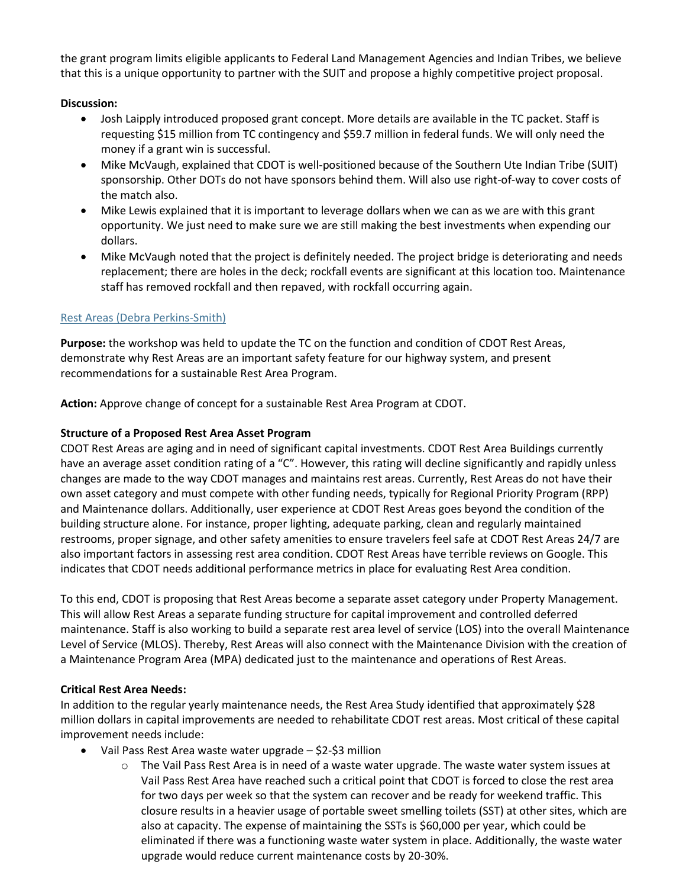the grant program limits eligible applicants to Federal Land Management Agencies and Indian Tribes, we believe that this is a unique opportunity to partner with the SUIT and propose a highly competitive project proposal.

**Discussion:**

- Josh Laipply introduced proposed grant concept. More details are available in the TC packet. Staff is requesting $15 million from TC contingency and $59.7 million in federal funds. We will only need the money if a grant win is successful.
- Mike McVaugh, explained that CDOT is well-positioned because of the Southern Ute Indian Tribe (SUIT) sponsorship. Other DOTs do not have sponsors behind them. Will also use right-of-way to cover costs of the match also.
- Mike Lewis explained that it is important to leverage dollars when we can as we are with this grant opportunity. We just need to make sure we are still making the best investments when expending our dollars.
- Mike McVaugh noted that the project is definitely needed. The project bridge is deteriorating and needs replacement; there are holes in the deck; rockfall events are significant at this location too. Maintenance staff has removed rockfall and then repaved, with rockfall occurring again.

## Rest Areas (Debra Perkins-Smith)

**Purpose:** the workshop was held to update the TC on the function and condition of CDOT Rest Areas, demonstrate why Rest Areas are an important safety feature for our highway system, and present recommendations for a sustainable Rest Area Program.

**Action:** Approve change of concept for a sustainable Rest Area Program at CDOT.

**Structure of a Proposed Rest Area Asset Program**

CDOT Rest Areas are aging and in need of significant capital investments. CDOT Rest Area Buildings currently have an average asset condition rating of a "C". However, this rating will decline significantly and rapidly unless changes are made to the way CDOT manages and maintains rest areas. Currently, Rest Areas do not have their own asset category and must compete with other funding needs, typically for Regional Priority Program (RPP) and Maintenance dollars. Additionally, user experience at CDOT Rest Areas goes beyond the condition of the building structure alone. For instance, proper lighting, adequate parking, clean and regularly maintained restrooms, proper signage, and other safety amenities to ensure travelers feel safe at CDOT Rest Areas 24/7 are also important factors in assessing rest area condition. CDOT Rest Areas have terrible reviews on Google. This indicates that CDOT needs additional performance metrics in place for evaluating Rest Area condition.

To this end, CDOT is proposing that Rest Areas become a separate asset category under Property Management. This will allow Rest Areas a separate funding structure for capital improvement and controlled deferred maintenance. Staff is also working to build a separate rest area level of service (LOS) into the overall Maintenance Level of Service (MLOS). Thereby, Rest Areas will also connect with the Maintenance Division with the creation of a Maintenance Program Area (MPA) dedicated just to the maintenance and operations of Rest Areas.

**Critical Rest Area Needs:**

In addition to the regular yearly maintenance needs, the Rest Area Study identified that approximately $28 million dollars in capital improvements are needed to rehabilitate CDOT rest areas. Most critical of these capital improvement needs include:

- Vail Pass Rest Area waste water upgrade – $2-$3 million
  - The Vail Pass Rest Area is in need of a waste water upgrade. The waste water system issues at Vail Pass Rest Area have reached such a critical point that CDOT is forced to close the rest area for two days per week so that the system can recover and be ready for weekend traffic. This closure results in a heavier usage of portable sweet smelling toilets (SST) at other sites, which are also at capacity. The expense of maintaining the SSTs is $60,000 per year, which could be eliminated if there was a functioning waste water system in place. Additionally, the waste water upgrade would reduce current maintenance costs by 20-30%.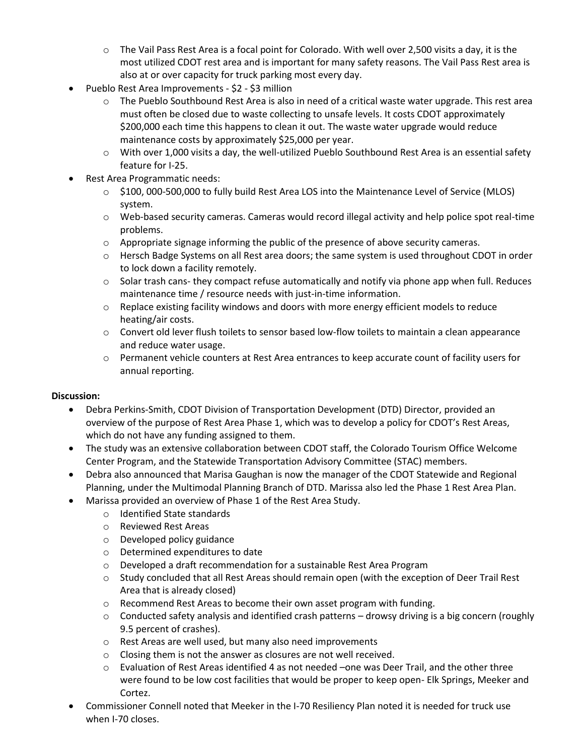- The Vail Pass Rest Area is a focal point for Colorado. With well over 2,500 visits a day, it is the most utilized CDOT rest area and is important for many safety reasons. The Vail Pass Rest area is also at or over capacity for truck parking most every day.
- Pueblo Rest Area Improvements - $2 - $3 million
  - The Pueblo Southbound Rest Area is also in need of a critical waste water upgrade. This rest area must often be closed due to waste collecting to unsafe levels. It costs CDOT approximately $200,000 each time this happens to clean it out. The waste water upgrade would reduce maintenance costs by approximately $25,000 per year.
  - With over 1,000 visits a day, the well-utilized Pueblo Southbound Rest Area is an essential safety feature for I-25.
- Rest Area Programmatic needs:
  - $100, 000-500,000 to fully build Rest Area LOS into the Maintenance Level of Service (MLOS) system.
  - Web-based security cameras. Cameras would record illegal activity and help police spot real-time problems.
  - Appropriate signage informing the public of the presence of above security cameras.
  - Hersch Badge Systems on all Rest area doors; the same system is used throughout CDOT in order to lock down a facility remotely.
  - Solar trash cans- they compact refuse automatically and notify via phone app when full. Reduces maintenance time / resource needs with just-in-time information.
  - Replace existing facility windows and doors with more energy efficient models to reduce heating/air costs.
  - Convert old lever flush toilets to sensor based low-flow toilets to maintain a clean appearance and reduce water usage.
  - Permanent vehicle counters at Rest Area entrances to keep accurate count of facility users for annual reporting.

**Discussion:**

- Debra Perkins-Smith, CDOT Division of Transportation Development (DTD) Director, provided an overview of the purpose of Rest Area Phase 1, which was to develop a policy for CDOT's Rest Areas, which do not have any funding assigned to them.
- The study was an extensive collaboration between CDOT staff, the Colorado Tourism Office Welcome Center Program, and the Statewide Transportation Advisory Committee (STAC) members.
- Debra also announced that Marisa Gaughan is now the manager of the CDOT Statewide and Regional Planning, under the Multimodal Planning Branch of DTD. Marissa also led the Phase 1 Rest Area Plan.
- Marissa provided an overview of Phase 1 of the Rest Area Study.
  - Identified State standards
  - Reviewed Rest Areas
  - Developed policy guidance
  - Determined expenditures to date
  - Developed a draft recommendation for a sustainable Rest Area Program
  - Study concluded that all Rest Areas should remain open (with the exception of Deer Trail Rest Area that is already closed)
  - Recommend Rest Areas to become their own asset program with funding.
  - Conducted safety analysis and identified crash patterns – drowsy driving is a big concern (roughly 9.5 percent of crashes).
  - Rest Areas are well used, but many also need improvements
  - Closing them is not the answer as closures are not well received.
  - Evaluation of Rest Areas identified 4 as not needed –one was Deer Trail, and the other three were found to be low cost facilities that would be proper to keep open- Elk Springs, Meeker and Cortez.
- Commissioner Connell noted that Meeker in the I-70 Resiliency Plan noted it is needed for truck use when I-70 closes.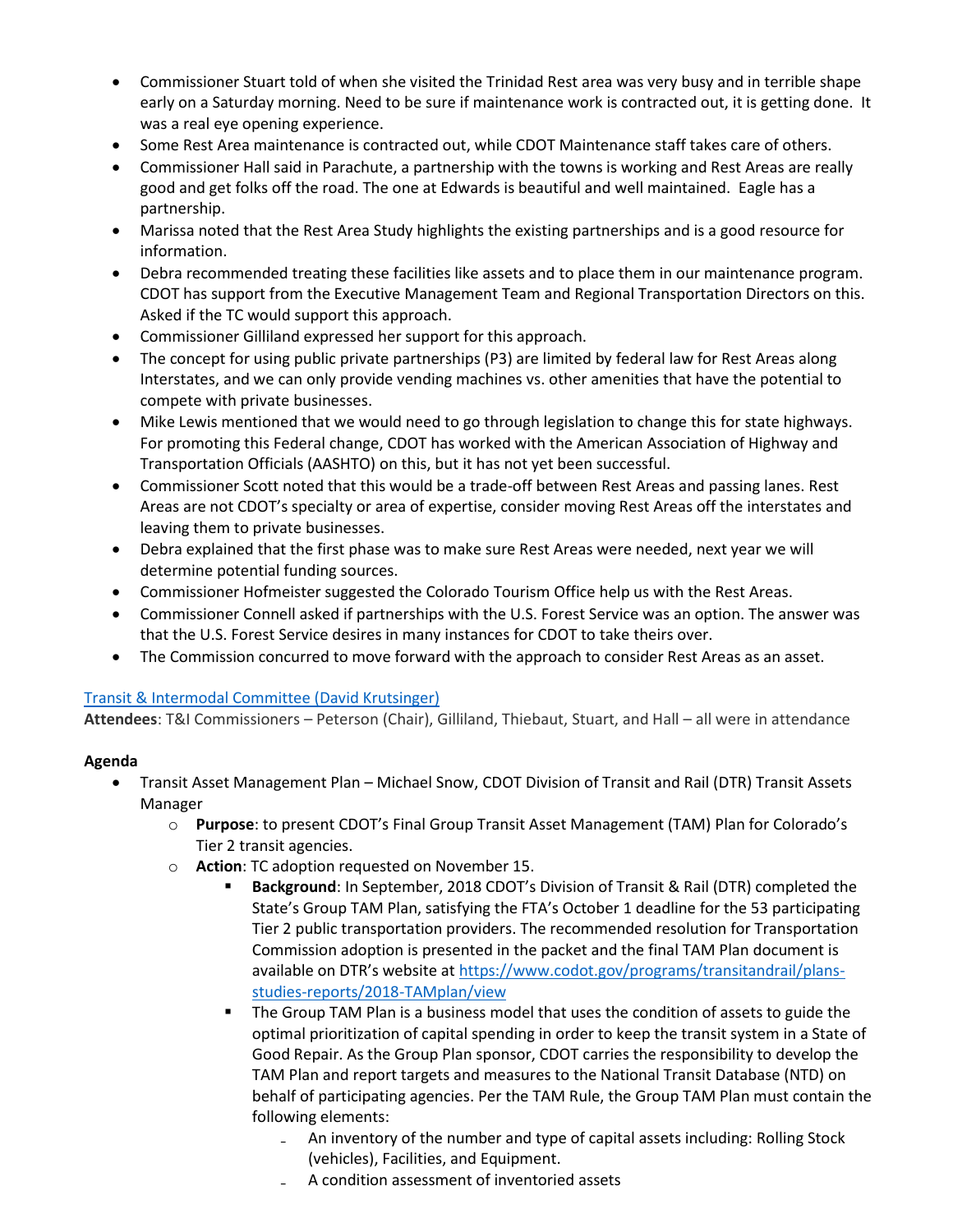- Commissioner Stuart told of when she visited the Trinidad Rest area was very busy and in terrible shape early on a Saturday morning. Need to be sure if maintenance work is contracted out, it is getting done. It was a real eye opening experience.
- Some Rest Area maintenance is contracted out, while CDOT Maintenance staff takes care of others.
- Commissioner Hall said in Parachute, a partnership with the towns is working and Rest Areas are really good and get folks off the road. The one at Edwards is beautiful and well maintained. Eagle has a partnership.
- Marissa noted that the Rest Area Study highlights the existing partnerships and is a good resource for information.
- Debra recommended treating these facilities like assets and to place them in our maintenance program. CDOT has support from the Executive Management Team and Regional Transportation Directors on this. Asked if the TC would support this approach.
- Commissioner Gilliland expressed her support for this approach.
- The concept for using public private partnerships (P3) are limited by federal law for Rest Areas along Interstates, and we can only provide vending machines vs. other amenities that have the potential to compete with private businesses.
- Mike Lewis mentioned that we would need to go through legislation to change this for state highways. For promoting this Federal change, CDOT has worked with the American Association of Highway and Transportation Officials (AASHTO) on this, but it has not yet been successful.
- Commissioner Scott noted that this would be a trade-off between Rest Areas and passing lanes. Rest Areas are not CDOT's specialty or area of expertise, consider moving Rest Areas off the interstates and leaving them to private businesses.
- Debra explained that the first phase was to make sure Rest Areas were needed, next year we will determine potential funding sources.
- Commissioner Hofmeister suggested the Colorado Tourism Office help us with the Rest Areas.
- Commissioner Connell asked if partnerships with the U.S. Forest Service was an option. The answer was that the U.S. Forest Service desires in many instances for CDOT to take theirs over.
- The Commission concurred to move forward with the approach to consider Rest Areas as an asset.

Transit & Intermodal Committee (David Krutsinger)

**Attendees**: T&I Commissioners – Peterson (Chair), Gilliland, Thiebaut, Stuart, and Hall – all were in attendance

**Agenda**

- Transit Asset Management Plan – Michael Snow, CDOT Division of Transit and Rail (DTR) Transit Assets Manager
  - **Purpose**: to present CDOT's Final Group Transit Asset Management (TAM) Plan for Colorado's Tier 2 transit agencies.
  - **Action**: TC adoption requested on November 15.
    - **Background**: In September, 2018 CDOT's Division of Transit & Rail (DTR) completed the State's Group TAM Plan, satisfying the FTA's October 1 deadline for the 53 participating Tier 2 public transportation providers. The recommended resolution for Transportation Commission adoption is presented in the packet and the final TAM Plan document is available on DTR's website at https://www.codot.gov/programs/transitandrail/plans-studies-reports/2018-TAMplan/view
    - The Group TAM Plan is a business model that uses the condition of assets to guide the optimal prioritization of capital spending in order to keep the transit system in a State of Good Repair. As the Group Plan sponsor, CDOT carries the responsibility to develop the TAM Plan and report targets and measures to the National Transit Database (NTD) on behalf of participating agencies. Per the TAM Rule, the Group TAM Plan must contain the following elements:
      - An inventory of the number and type of capital assets including: Rolling Stock (vehicles), Facilities, and Equipment.
      - A condition assessment of inventoried assets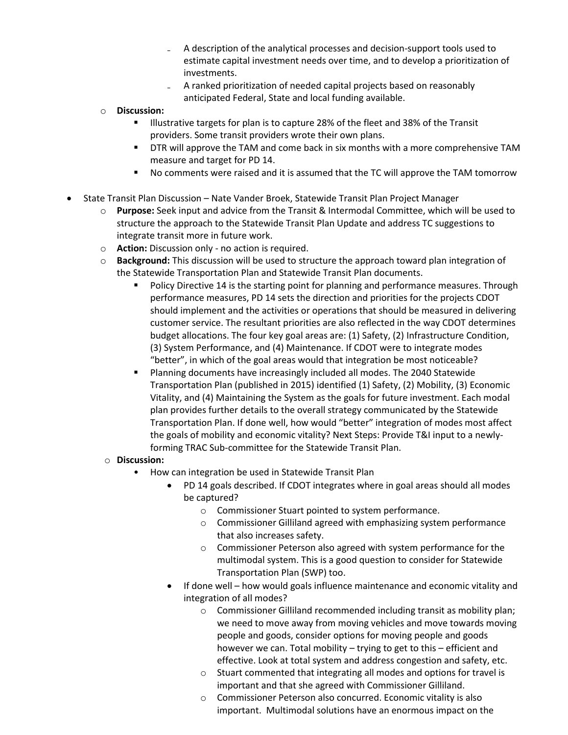- A description of the analytical processes and decision-support tools used to estimate capital investment needs over time, and to develop a prioritization of investments.
    - A ranked prioritization of needed capital projects based on reasonably anticipated Federal, State and local funding available.
  - **Discussion:**
    - Illustrative targets for plan is to capture 28% of the fleet and 38% of the Transit providers. Some transit providers wrote their own plans.
    - DTR will approve the TAM and come back in six months with a more comprehensive TAM measure and target for PD 14.
    - No comments were raised and it is assumed that the TC will approve the TAM tomorrow

- State Transit Plan Discussion – Nate Vander Broek, Statewide Transit Plan Project Manager
  - **Purpose:** Seek input and advice from the Transit & Intermodal Committee, which will be used to structure the approach to the Statewide Transit Plan Update and address TC suggestions to integrate transit more in future work.
  - **Action:** Discussion only - no action is required.
  - **Background:** This discussion will be used to structure the approach toward plan integration of the Statewide Transportation Plan and Statewide Transit Plan documents.
    - Policy Directive 14 is the starting point for planning and performance measures. Through performance measures, PD 14 sets the direction and priorities for the projects CDOT should implement and the activities or operations that should be measured in delivering customer service. The resultant priorities are also reflected in the way CDOT determines budget allocations. The four key goal areas are: (1) Safety, (2) Infrastructure Condition, (3) System Performance, and (4) Maintenance. If CDOT were to integrate modes "better", in which of the goal areas would that integration be most noticeable?
    - Planning documents have increasingly included all modes. The 2040 Statewide Transportation Plan (published in 2015) identified (1) Safety, (2) Mobility, (3) Economic Vitality, and (4) Maintaining the System as the goals for future investment. Each modal plan provides further details to the overall strategy communicated by the Statewide Transportation Plan. If done well, how would "better" integration of modes most affect the goals of mobility and economic vitality? Next Steps: Provide T&I input to a newly-forming TRAC Sub-committee for the Statewide Transit Plan.
  - **Discussion:**
    - How can integration be used in Statewide Transit Plan
      - PD 14 goals described. If CDOT integrates where in goal areas should all modes be captured?
        - Commissioner Stuart pointed to system performance.
        - Commissioner Gilliland agreed with emphasizing system performance that also increases safety.
        - Commissioner Peterson also agreed with system performance for the multimodal system. This is a good question to consider for Statewide Transportation Plan (SWP) too.
      - If done well – how would goals influence maintenance and economic vitality and integration of all modes?
        - Commissioner Gilliland recommended including transit as mobility plan; we need to move away from moving vehicles and move towards moving people and goods, consider options for moving people and goods however we can. Total mobility – trying to get to this – efficient and effective. Look at total system and address congestion and safety, etc.
        - Stuart commented that integrating all modes and options for travel is important and that she agreed with Commissioner Gilliland.
        - Commissioner Peterson also concurred. Economic vitality is also important. Multimodal solutions have an enormous impact on the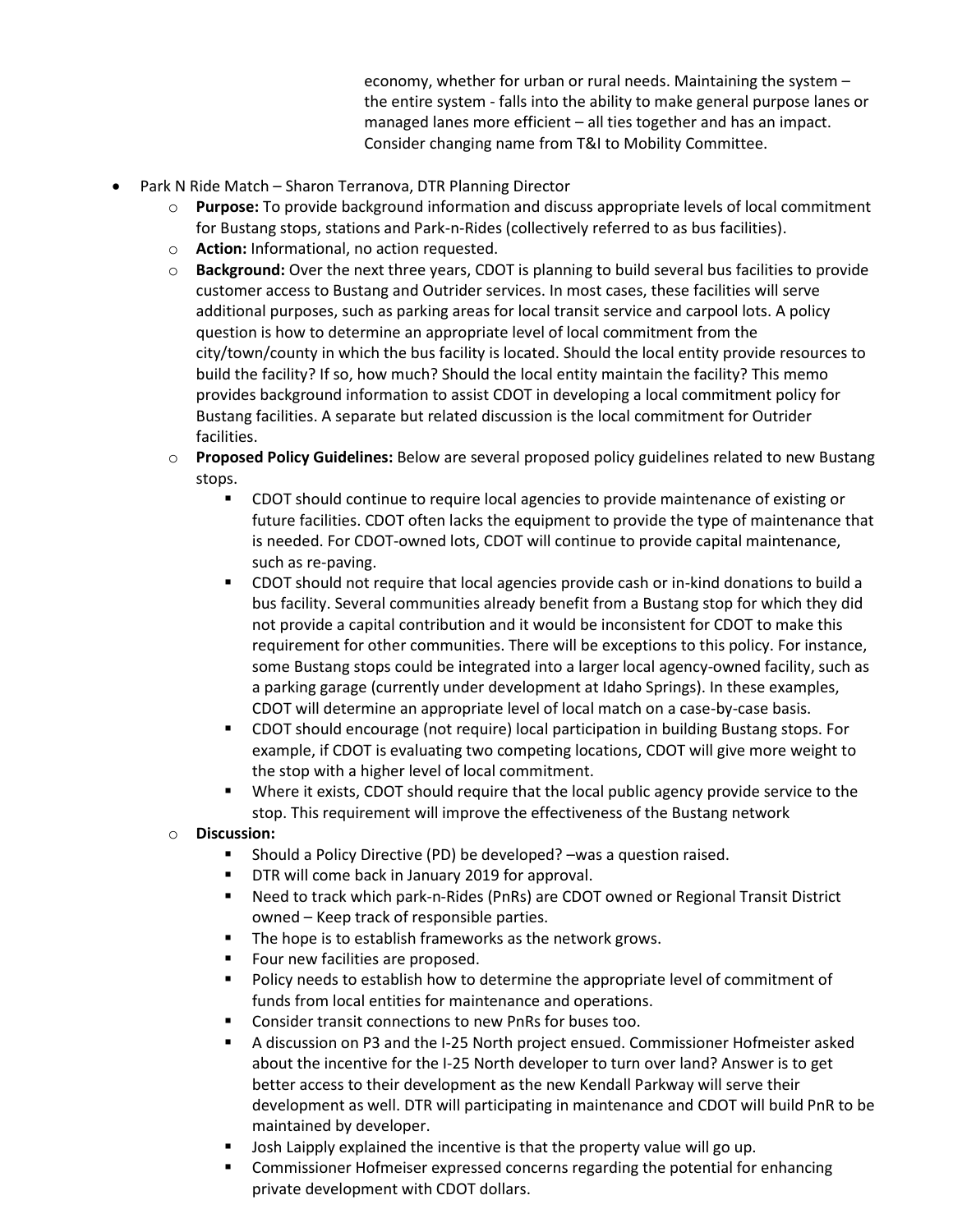economy, whether for urban or rural needs. Maintaining the system – the entire system - falls into the ability to make general purpose lanes or managed lanes more efficient – all ties together and has an impact. Consider changing name from T&I to Mobility Committee.

- Park N Ride Match – Sharon Terranova, DTR Planning Director
  - **Purpose:** To provide background information and discuss appropriate levels of local commitment for Bustang stops, stations and Park-n-Rides (collectively referred to as bus facilities).
  - **Action:** Informational, no action requested.
  - **Background:** Over the next three years, CDOT is planning to build several bus facilities to provide customer access to Bustang and Outrider services. In most cases, these facilities will serve additional purposes, such as parking areas for local transit service and carpool lots. A policy question is how to determine an appropriate level of local commitment from the city/town/county in which the bus facility is located. Should the local entity provide resources to build the facility? If so, how much? Should the local entity maintain the facility? This memo provides background information to assist CDOT in developing a local commitment policy for Bustang facilities. A separate but related discussion is the local commitment for Outrider facilities.
  - **Proposed Policy Guidelines:** Below are several proposed policy guidelines related to new Bustang stops.
    - CDOT should continue to require local agencies to provide maintenance of existing or future facilities. CDOT often lacks the equipment to provide the type of maintenance that is needed. For CDOT-owned lots, CDOT will continue to provide capital maintenance, such as re-paving.
    - CDOT should not require that local agencies provide cash or in-kind donations to build a bus facility. Several communities already benefit from a Bustang stop for which they did not provide a capital contribution and it would be inconsistent for CDOT to make this requirement for other communities. There will be exceptions to this policy. For instance, some Bustang stops could be integrated into a larger local agency-owned facility, such as a parking garage (currently under development at Idaho Springs). In these examples, CDOT will determine an appropriate level of local match on a case-by-case basis.
    - CDOT should encourage (not require) local participation in building Bustang stops. For example, if CDOT is evaluating two competing locations, CDOT will give more weight to the stop with a higher level of local commitment.
    - Where it exists, CDOT should require that the local public agency provide service to the stop. This requirement will improve the effectiveness of the Bustang network
  - **Discussion:**
    - Should a Policy Directive (PD) be developed? –was a question raised.
    - DTR will come back in January 2019 for approval.
    - Need to track which park-n-Rides (PnRs) are CDOT owned or Regional Transit District owned – Keep track of responsible parties.
    - The hope is to establish frameworks as the network grows.
    - Four new facilities are proposed.
    - Policy needs to establish how to determine the appropriate level of commitment of funds from local entities for maintenance and operations.
    - Consider transit connections to new PnRs for buses too.
    - A discussion on P3 and the I-25 North project ensued. Commissioner Hofmeister asked about the incentive for the I-25 North developer to turn over land? Answer is to get better access to their development as the new Kendall Parkway will serve their development as well. DTR will participating in maintenance and CDOT will build PnR to be maintained by developer.
    - Josh Laipply explained the incentive is that the property value will go up.
    - Commissioner Hofmeiser expressed concerns regarding the potential for enhancing private development with CDOT dollars.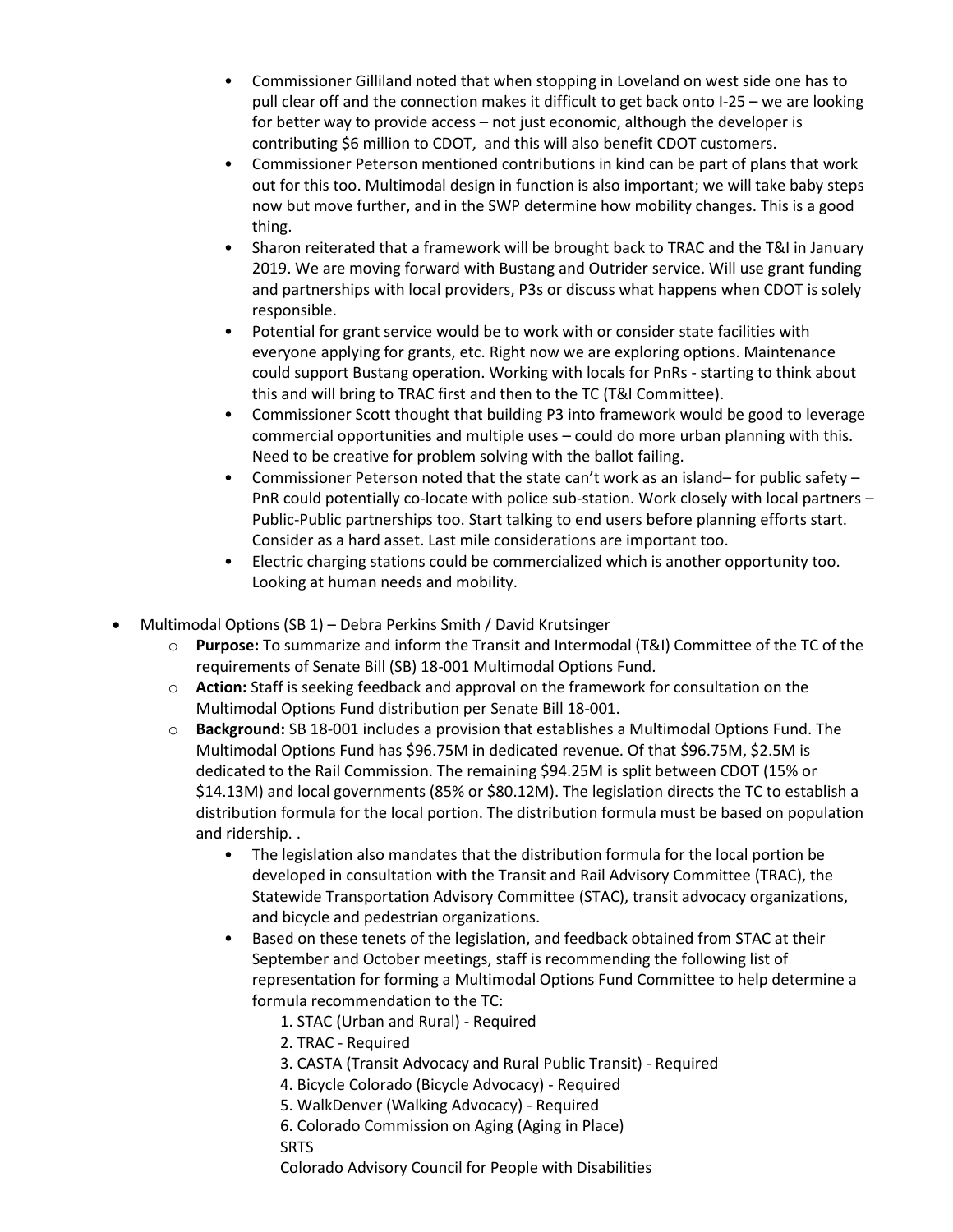- Commissioner Gilliland noted that when stopping in Loveland on west side one has to pull clear off and the connection makes it difficult to get back onto I-25 – we are looking for better way to provide access – not just economic, although the developer is contributing $6 million to CDOT, and this will also benefit CDOT customers.
    - Commissioner Peterson mentioned contributions in kind can be part of plans that work out for this too. Multimodal design in function is also important; we will take baby steps now but move further, and in the SWP determine how mobility changes. This is a good thing.
    - Sharon reiterated that a framework will be brought back to TRAC and the T&I in January 2019. We are moving forward with Bustang and Outrider service. Will use grant funding and partnerships with local providers, P3s or discuss what happens when CDOT is solely responsible.
    - Potential for grant service would be to work with or consider state facilities with everyone applying for grants, etc. Right now we are exploring options. Maintenance could support Bustang operation. Working with locals for PnRs - starting to think about this and will bring to TRAC first and then to the TC (T&I Committee).
    - Commissioner Scott thought that building P3 into framework would be good to leverage commercial opportunities and multiple uses – could do more urban planning with this. Need to be creative for problem solving with the ballot failing.
    - Commissioner Peterson noted that the state can't work as an island– for public safety – PnR could potentially co-locate with police sub-station. Work closely with local partners – Public-Public partnerships too. Start talking to end users before planning efforts start. Consider as a hard asset. Last mile considerations are important too.
    - Electric charging stations could be commercialized which is another opportunity too. Looking at human needs and mobility.

- Multimodal Options (SB 1) – Debra Perkins Smith / David Krutsinger
  - **Purpose:** To summarize and inform the Transit and Intermodal (T&I) Committee of the TC of the requirements of Senate Bill (SB) 18-001 Multimodal Options Fund.
  - **Action:** Staff is seeking feedback and approval on the framework for consultation on the Multimodal Options Fund distribution per Senate Bill 18-001.
  - **Background:** SB 18-001 includes a provision that establishes a Multimodal Options Fund. The Multimodal Options Fund has $96.75M in dedicated revenue. Of that $96.75M, $2.5M is dedicated to the Rail Commission. The remaining $94.25M is split between CDOT (15% or $14.13M) and local governments (85% or $80.12M). The legislation directs the TC to establish a distribution formula for the local portion. The distribution formula must be based on population and ridership. .
    - The legislation also mandates that the distribution formula for the local portion be developed in consultation with the Transit and Rail Advisory Committee (TRAC), the Statewide Transportation Advisory Committee (STAC), transit advocacy organizations, and bicycle and pedestrian organizations.
    - Based on these tenets of the legislation, and feedback obtained from STAC at their September and October meetings, staff is recommending the following list of representation for forming a Multimodal Options Fund Committee to help determine a formula recommendation to the TC:

      1. STAC (Urban and Rural) - Required
      2. TRAC - Required
      3. CASTA (Transit Advocacy and Rural Public Transit) - Required
      4. Bicycle Colorado (Bicycle Advocacy) - Required
      5. WalkDenver (Walking Advocacy) - Required
      6. Colorado Commission on Aging (Aging in Place)

      SRTS

      Colorado Advisory Council for People with Disabilities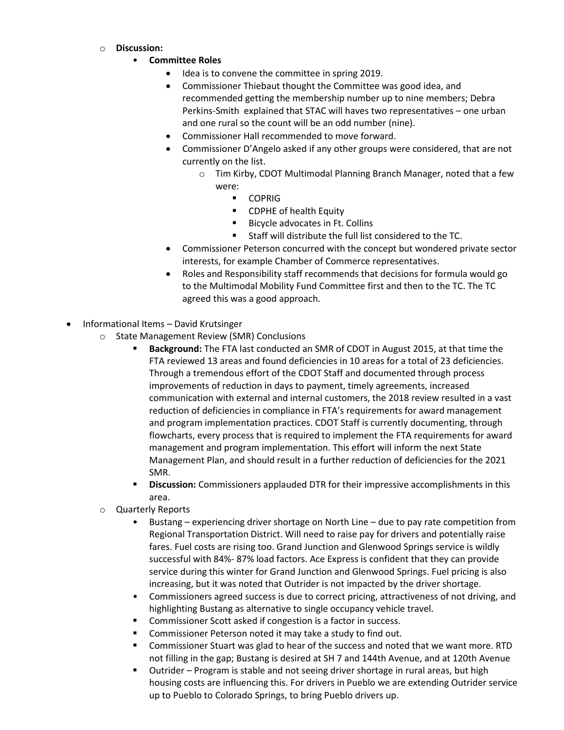- **Discussion:**
  - **Committee Roles**
    - Idea is to convene the committee in spring 2019.
    - Commissioner Thiebaut thought the Committee was good idea, and recommended getting the membership number up to nine members; Debra Perkins-Smith explained that STAC will haves two representatives – one urban and one rural so the count will be an odd number (nine).
    - Commissioner Hall recommended to move forward.
    - Commissioner D'Angelo asked if any other groups were considered, that are not currently on the list.
      - Tim Kirby, CDOT Multimodal Planning Branch Manager, noted that a few were:
        - COPRIG
        - CDPHE of health Equity
        - Bicycle advocates in Ft. Collins
        - Staff will distribute the full list considered to the TC.
    - Commissioner Peterson concurred with the concept but wondered private sector interests, for example Chamber of Commerce representatives.
    - Roles and Responsibility staff recommends that decisions for formula would go to the Multimodal Mobility Fund Committee first and then to the TC. The TC agreed this was a good approach.

- Informational Items – David Krutsinger
  - State Management Review (SMR) Conclusions
    - **Background:** The FTA last conducted an SMR of CDOT in August 2015, at that time the FTA reviewed 13 areas and found deficiencies in 10 areas for a total of 23 deficiencies. Through a tremendous effort of the CDOT Staff and documented through process improvements of reduction in days to payment, timely agreements, increased communication with external and internal customers, the 2018 review resulted in a vast reduction of deficiencies in compliance in FTA's requirements for award management and program implementation practices. CDOT Staff is currently documenting, through flowcharts, every process that is required to implement the FTA requirements for award management and program implementation. This effort will inform the next State Management Plan, and should result in a further reduction of deficiencies for the 2021 SMR.
    - **Discussion:** Commissioners applauded DTR for their impressive accomplishments in this area.
  - Quarterly Reports
    - Bustang – experiencing driver shortage on North Line – due to pay rate competition from Regional Transportation District. Will need to raise pay for drivers and potentially raise fares. Fuel costs are rising too. Grand Junction and Glenwood Springs service is wildly successful with 84%- 87% load factors. Ace Express is confident that they can provide service during this winter for Grand Junction and Glenwood Springs. Fuel pricing is also increasing, but it was noted that Outrider is not impacted by the driver shortage.
    - Commissioners agreed success is due to correct pricing, attractiveness of not driving, and highlighting Bustang as alternative to single occupancy vehicle travel.
    - Commissioner Scott asked if congestion is a factor in success.
    - Commissioner Peterson noted it may take a study to find out.
    - Commissioner Stuart was glad to hear of the success and noted that we want more. RTD not filling in the gap; Bustang is desired at SH 7 and 144th Avenue, and at 120th Avenue
    - Outrider – Program is stable and not seeing driver shortage in rural areas, but high housing costs are influencing this. For drivers in Pueblo we are extending Outrider service up to Pueblo to Colorado Springs, to bring Pueblo drivers up.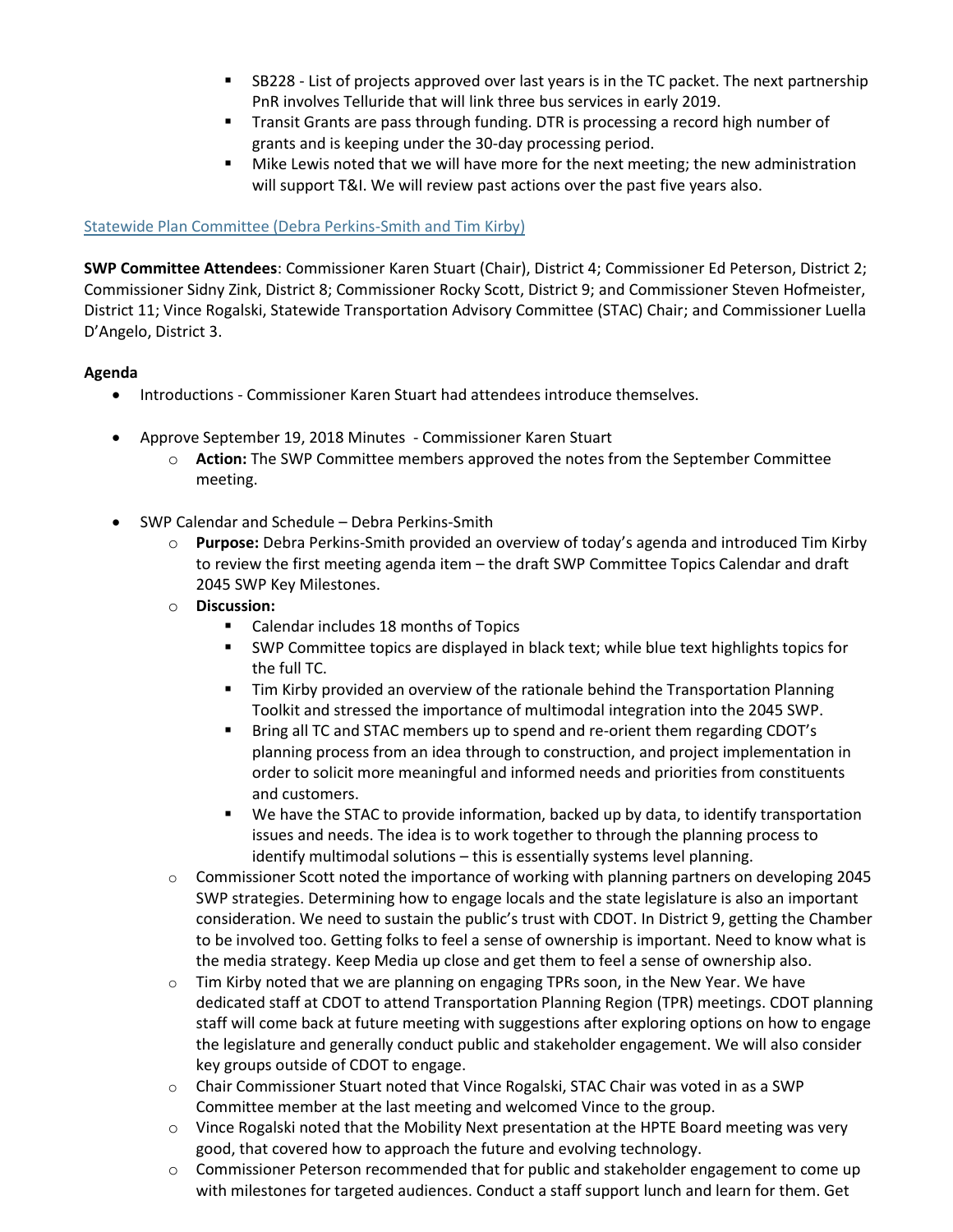- SB228 - List of projects approved over last years is in the TC packet. The next partnership PnR involves Telluride that will link three bus services in early 2019.
  - Transit Grants are pass through funding. DTR is processing a record high number of grants and is keeping under the 30-day processing period.
  - Mike Lewis noted that we will have more for the next meeting; the new administration will support T&I. We will review past actions over the past five years also.

Statewide Plan Committee (Debra Perkins-Smith and Tim Kirby)

**SWP Committee Attendees**: Commissioner Karen Stuart (Chair), District 4; Commissioner Ed Peterson, District 2; Commissioner Sidny Zink, District 8; Commissioner Rocky Scott, District 9; and Commissioner Steven Hofmeister, District 11; Vince Rogalski, Statewide Transportation Advisory Committee (STAC) Chair; and Commissioner Luella D'Angelo, District 3.

**Agenda**

- Introductions - Commissioner Karen Stuart had attendees introduce themselves.

- Approve September 19, 2018 Minutes - Commissioner Karen Stuart
  - **Action:** The SWP Committee members approved the notes from the September Committee meeting.

- SWP Calendar and Schedule – Debra Perkins-Smith
  - **Purpose:** Debra Perkins-Smith provided an overview of today's agenda and introduced Tim Kirby to review the first meeting agenda item – the draft SWP Committee Topics Calendar and draft 2045 SWP Key Milestones.
  - **Discussion:**
    - Calendar includes 18 months of Topics
    - SWP Committee topics are displayed in black text; while blue text highlights topics for the full TC.
    - Tim Kirby provided an overview of the rationale behind the Transportation Planning Toolkit and stressed the importance of multimodal integration into the 2045 SWP.
    - Bring all TC and STAC members up to spend and re-orient them regarding CDOT's planning process from an idea through to construction, and project implementation in order to solicit more meaningful and informed needs and priorities from constituents and customers.
    - We have the STAC to provide information, backed up by data, to identify transportation issues and needs. The idea is to work together to through the planning process to identify multimodal solutions – this is essentially systems level planning.
  - Commissioner Scott noted the importance of working with planning partners on developing 2045 SWP strategies. Determining how to engage locals and the state legislature is also an important consideration. We need to sustain the public's trust with CDOT. In District 9, getting the Chamber to be involved too. Getting folks to feel a sense of ownership is important. Need to know what is the media strategy. Keep Media up close and get them to feel a sense of ownership also.
  - Tim Kirby noted that we are planning on engaging TPRs soon, in the New Year. We have dedicated staff at CDOT to attend Transportation Planning Region (TPR) meetings. CDOT planning staff will come back at future meeting with suggestions after exploring options on how to engage the legislature and generally conduct public and stakeholder engagement. We will also consider key groups outside of CDOT to engage.
  - Chair Commissioner Stuart noted that Vince Rogalski, STAC Chair was voted in as a SWP Committee member at the last meeting and welcomed Vince to the group.
  - Vince Rogalski noted that the Mobility Next presentation at the HPTE Board meeting was very good, that covered how to approach the future and evolving technology.
  - Commissioner Peterson recommended that for public and stakeholder engagement to come up with milestones for targeted audiences. Conduct a staff support lunch and learn for them. Get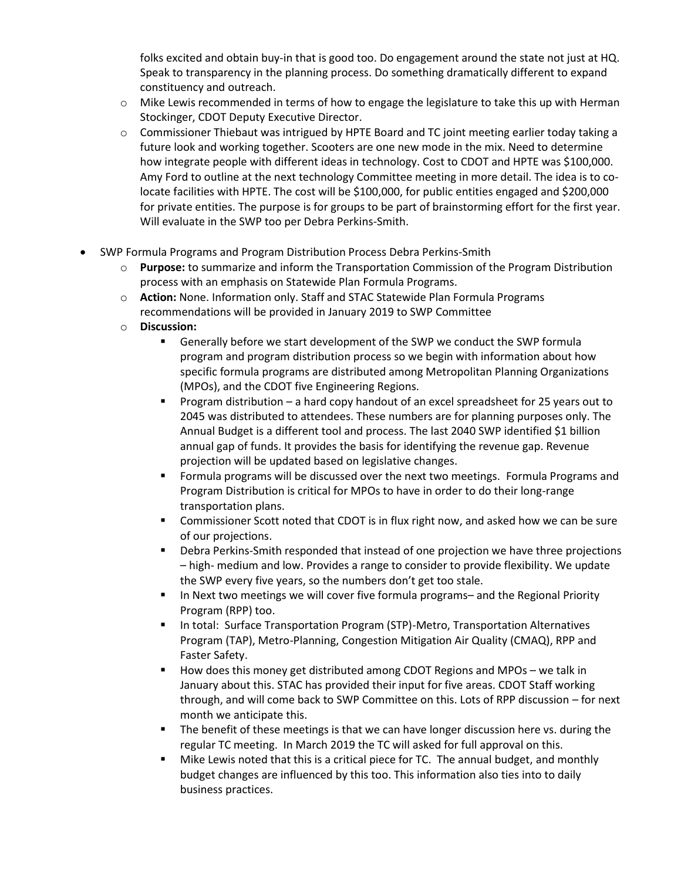folks excited and obtain buy-in that is good too. Do engagement around the state not just at HQ. Speak to transparency in the planning process. Do something dramatically different to expand constituency and outreach.

- Mike Lewis recommended in terms of how to engage the legislature to take this up with Herman Stockinger, CDOT Deputy Executive Director.
- Commissioner Thiebaut was intrigued by HPTE Board and TC joint meeting earlier today taking a future look and working together. Scooters are one new mode in the mix. Need to determine how integrate people with different ideas in technology. Cost to CDOT and HPTE was $100,000. Amy Ford to outline at the next technology Committee meeting in more detail. The idea is to co-locate facilities with HPTE. The cost will be $100,000, for public entities engaged and $200,000 for private entities. The purpose is for groups to be part of brainstorming effort for the first year. Will evaluate in the SWP too per Debra Perkins-Smith.

- SWP Formula Programs and Program Distribution Process Debra Perkins-Smith
  - **Purpose:** to summarize and inform the Transportation Commission of the Program Distribution process with an emphasis on Statewide Plan Formula Programs.
  - **Action:** None. Information only. Staff and STAC Statewide Plan Formula Programs recommendations will be provided in January 2019 to SWP Committee
  - **Discussion:**
    - Generally before we start development of the SWP we conduct the SWP formula program and program distribution process so we begin with information about how specific formula programs are distributed among Metropolitan Planning Organizations (MPOs), and the CDOT five Engineering Regions.
    - Program distribution – a hard copy handout of an excel spreadsheet for 25 years out to 2045 was distributed to attendees. These numbers are for planning purposes only. The Annual Budget is a different tool and process. The last 2040 SWP identified $1 billion annual gap of funds. It provides the basis for identifying the revenue gap. Revenue projection will be updated based on legislative changes.
    - Formula programs will be discussed over the next two meetings. Formula Programs and Program Distribution is critical for MPOs to have in order to do their long-range transportation plans.
    - Commissioner Scott noted that CDOT is in flux right now, and asked how we can be sure of our projections.
    - Debra Perkins-Smith responded that instead of one projection we have three projections – high- medium and low. Provides a range to consider to provide flexibility. We update the SWP every five years, so the numbers don't get too stale.
    - In Next two meetings we will cover five formula programs– and the Regional Priority Program (RPP) too.
    - In total: Surface Transportation Program (STP)-Metro, Transportation Alternatives Program (TAP), Metro-Planning, Congestion Mitigation Air Quality (CMAQ), RPP and Faster Safety.
    - How does this money get distributed among CDOT Regions and MPOs – we talk in January about this. STAC has provided their input for five areas. CDOT Staff working through, and will come back to SWP Committee on this. Lots of RPP discussion – for next month we anticipate this.
    - The benefit of these meetings is that we can have longer discussion here vs. during the regular TC meeting. In March 2019 the TC will asked for full approval on this.
    - Mike Lewis noted that this is a critical piece for TC. The annual budget, and monthly budget changes are influenced by this too. This information also ties into to daily business practices.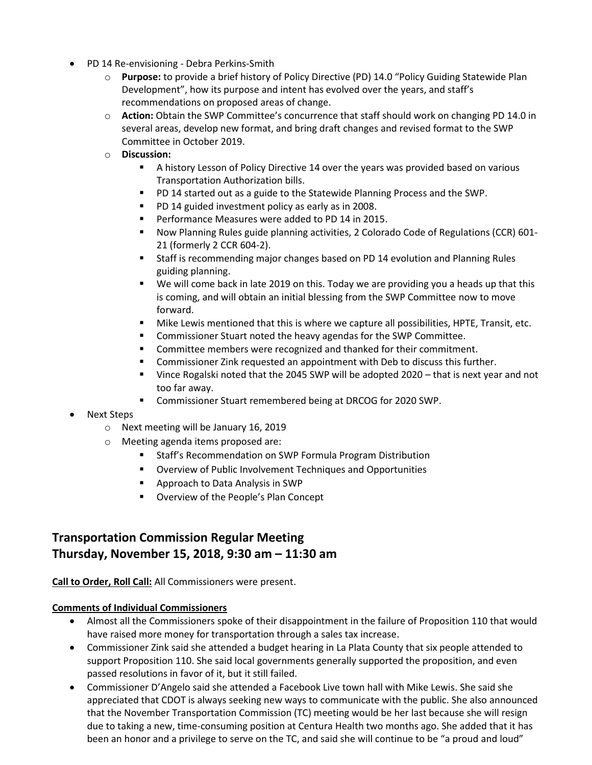- PD 14 Re-envisioning - Debra Perkins-Smith
  - **Purpose:** to provide a brief history of Policy Directive (PD) 14.0 "Policy Guiding Statewide Plan Development", how its purpose and intent has evolved over the years, and staff's recommendations on proposed areas of change.
  - **Action:** Obtain the SWP Committee's concurrence that staff should work on changing PD 14.0 in several areas, develop new format, and bring draft changes and revised format to the SWP Committee in October 2019.
  - **Discussion:**
    - A history Lesson of Policy Directive 14 over the years was provided based on various Transportation Authorization bills.
    - PD 14 started out as a guide to the Statewide Planning Process and the SWP.
    - PD 14 guided investment policy as early as in 2008.
    - Performance Measures were added to PD 14 in 2015.
    - Now Planning Rules guide planning activities, 2 Colorado Code of Regulations (CCR) 601-21 (formerly 2 CCR 604-2).
    - Staff is recommending major changes based on PD 14 evolution and Planning Rules guiding planning.
    - We will come back in late 2019 on this. Today we are providing you a heads up that this is coming, and will obtain an initial blessing from the SWP Committee now to move forward.
    - Mike Lewis mentioned that this is where we capture all possibilities, HPTE, Transit, etc.
    - Commissioner Stuart noted the heavy agendas for the SWP Committee.
    - Committee members were recognized and thanked for their commitment.
    - Commissioner Zink requested an appointment with Deb to discuss this further.
    - Vince Rogalski noted that the 2045 SWP will be adopted 2020 – that is next year and not too far away.
    - Commissioner Stuart remembered being at DRCOG for 2020 SWP.
- Next Steps
  - Next meeting will be January 16, 2019
  - Meeting agenda items proposed are:
    - Staff's Recommendation on SWP Formula Program Distribution
    - Overview of Public Involvement Techniques and Opportunities
    - Approach to Data Analysis in SWP
    - Overview of the People's Plan Concept

## Transportation Commission Regular Meeting
## Thursday, November 15, 2018, 9:30 am – 11:30 am

**Call to Order, Roll Call:** All Commissioners were present.

**Comments of Individual Commissioners**

- Almost all the Commissioners spoke of their disappointment in the failure of Proposition 110 that would have raised more money for transportation through a sales tax increase.
- Commissioner Zink said she attended a budget hearing in La Plata County that six people attended to support Proposition 110. She said local governments generally supported the proposition, and even passed resolutions in favor of it, but it still failed.
- Commissioner D'Angelo said she attended a Facebook Live town hall with Mike Lewis. She said she appreciated that CDOT is always seeking new ways to communicate with the public. She also announced that the November Transportation Commission (TC) meeting would be her last because she will resign due to taking a new, time-consuming position at Centura Health two months ago. She added that it has been an honor and a privilege to serve on the TC, and said she will continue to be "a proud and loud"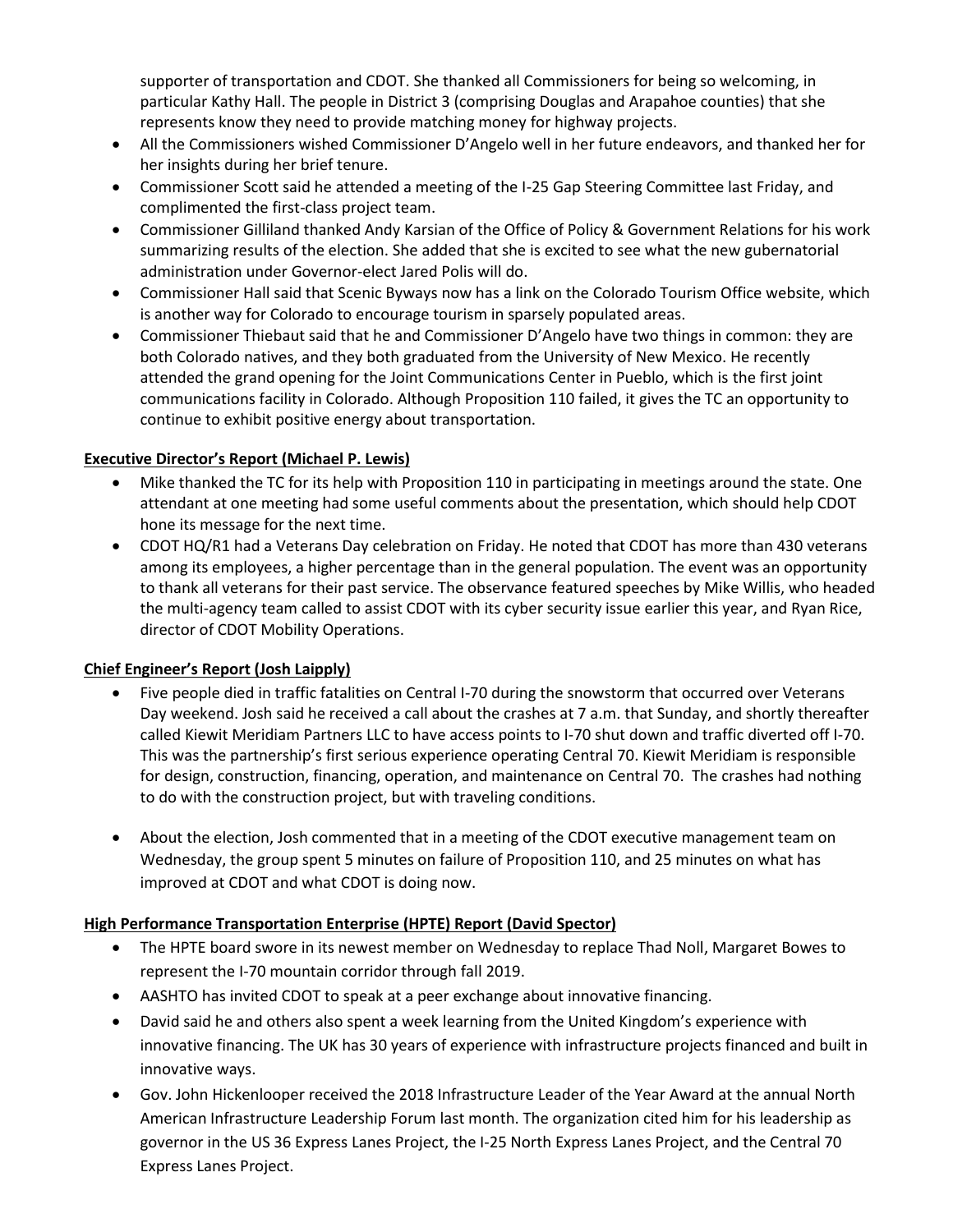supporter of transportation and CDOT. She thanked all Commissioners for being so welcoming, in particular Kathy Hall. The people in District 3 (comprising Douglas and Arapahoe counties) that she represents know they need to provide matching money for highway projects.

- All the Commissioners wished Commissioner D'Angelo well in her future endeavors, and thanked her for her insights during her brief tenure.
- Commissioner Scott said he attended a meeting of the I-25 Gap Steering Committee last Friday, and complimented the first-class project team.
- Commissioner Gilliland thanked Andy Karsian of the Office of Policy & Government Relations for his work summarizing results of the election. She added that she is excited to see what the new gubernatorial administration under Governor-elect Jared Polis will do.
- Commissioner Hall said that Scenic Byways now has a link on the Colorado Tourism Office website, which is another way for Colorado to encourage tourism in sparsely populated areas.
- Commissioner Thiebaut said that he and Commissioner D'Angelo have two things in common: they are both Colorado natives, and they both graduated from the University of New Mexico. He recently attended the grand opening for the Joint Communications Center in Pueblo, which is the first joint communications facility in Colorado. Although Proposition 110 failed, it gives the TC an opportunity to continue to exhibit positive energy about transportation.

**Executive Director's Report (Michael P. Lewis)**

- Mike thanked the TC for its help with Proposition 110 in participating in meetings around the state. One attendant at one meeting had some useful comments about the presentation, which should help CDOT hone its message for the next time.
- CDOT HQ/R1 had a Veterans Day celebration on Friday. He noted that CDOT has more than 430 veterans among its employees, a higher percentage than in the general population. The event was an opportunity to thank all veterans for their past service. The observance featured speeches by Mike Willis, who headed the multi-agency team called to assist CDOT with its cyber security issue earlier this year, and Ryan Rice, director of CDOT Mobility Operations.

**Chief Engineer's Report (Josh Laipply)**

- Five people died in traffic fatalities on Central I-70 during the snowstorm that occurred over Veterans Day weekend. Josh said he received a call about the crashes at 7 a.m. that Sunday, and shortly thereafter called Kiewit Meridiam Partners LLC to have access points to I-70 shut down and traffic diverted off I-70. This was the partnership's first serious experience operating Central 70. Kiewit Meridiam is responsible for design, construction, financing, operation, and maintenance on Central 70. The crashes had nothing to do with the construction project, but with traveling conditions.

- About the election, Josh commented that in a meeting of the CDOT executive management team on Wednesday, the group spent 5 minutes on failure of Proposition 110, and 25 minutes on what has improved at CDOT and what CDOT is doing now.

**High Performance Transportation Enterprise (HPTE) Report (David Spector)**

- The HPTE board swore in its newest member on Wednesday to replace Thad Noll, Margaret Bowes to represent the I-70 mountain corridor through fall 2019.
- AASHTO has invited CDOT to speak at a peer exchange about innovative financing.
- David said he and others also spent a week learning from the United Kingdom's experience with innovative financing. The UK has 30 years of experience with infrastructure projects financed and built in innovative ways.
- Gov. John Hickenlooper received the 2018 Infrastructure Leader of the Year Award at the annual North American Infrastructure Leadership Forum last month. The organization cited him for his leadership as governor in the US 36 Express Lanes Project, the I-25 North Express Lanes Project, and the Central 70 Express Lanes Project.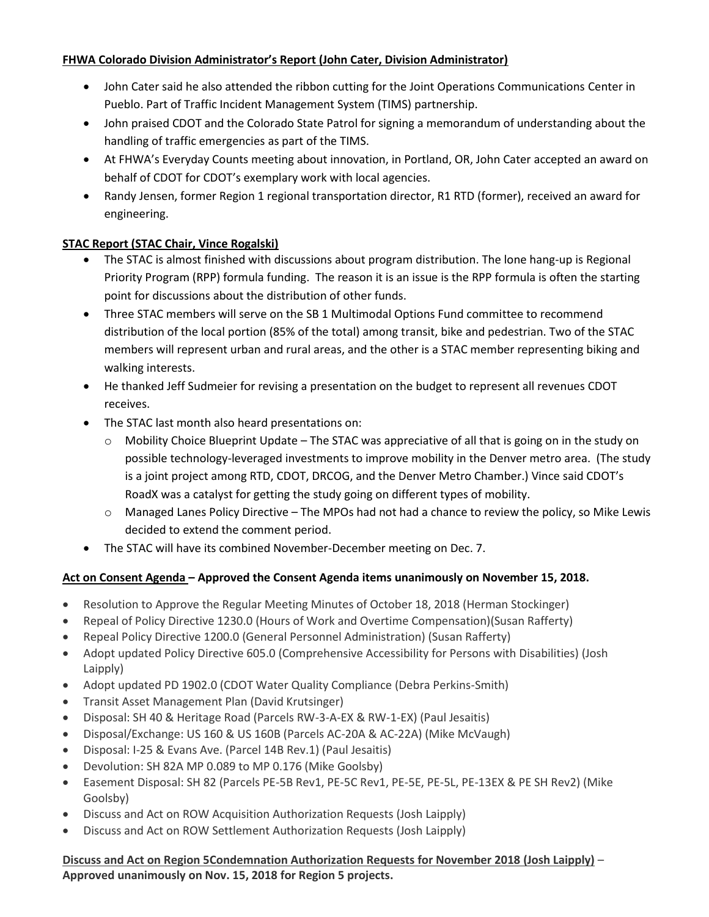**FHWA Colorado Division Administrator's Report (John Cater, Division Administrator)**

- John Cater said he also attended the ribbon cutting for the Joint Operations Communications Center in Pueblo. Part of Traffic Incident Management System (TIMS) partnership.
- John praised CDOT and the Colorado State Patrol for signing a memorandum of understanding about the handling of traffic emergencies as part of the TIMS.
- At FHWA's Everyday Counts meeting about innovation, in Portland, OR, John Cater accepted an award on behalf of CDOT for CDOT's exemplary work with local agencies.
- Randy Jensen, former Region 1 regional transportation director, R1 RTD (former), received an award for engineering.

**STAC Report (STAC Chair, Vince Rogalski)**

- The STAC is almost finished with discussions about program distribution. The lone hang-up is Regional Priority Program (RPP) formula funding. The reason it is an issue is the RPP formula is often the starting point for discussions about the distribution of other funds.
- Three STAC members will serve on the SB 1 Multimodal Options Fund committee to recommend distribution of the local portion (85% of the total) among transit, bike and pedestrian. Two of the STAC members will represent urban and rural areas, and the other is a STAC member representing biking and walking interests.
- He thanked Jeff Sudmeier for revising a presentation on the budget to represent all revenues CDOT receives.
- The STAC last month also heard presentations on:
  - Mobility Choice Blueprint Update – The STAC was appreciative of all that is going on in the study on possible technology-leveraged investments to improve mobility in the Denver metro area. (The study is a joint project among RTD, CDOT, DRCOG, and the Denver Metro Chamber.) Vince said CDOT's RoadX was a catalyst for getting the study going on different types of mobility.
  - Managed Lanes Policy Directive – The MPOs had not had a chance to review the policy, so Mike Lewis decided to extend the comment period.
- The STAC will have its combined November-December meeting on Dec. 7.

**Act on Consent Agenda – Approved the Consent Agenda items unanimously on November 15, 2018.**

- Resolution to Approve the Regular Meeting Minutes of October 18, 2018 (Herman Stockinger)
- Repeal of Policy Directive 1230.0 (Hours of Work and Overtime Compensation)(Susan Rafferty)
- Repeal Policy Directive 1200.0 (General Personnel Administration) (Susan Rafferty)
- Adopt updated Policy Directive 605.0 (Comprehensive Accessibility for Persons with Disabilities) (Josh Laipply)
- Adopt updated PD 1902.0 (CDOT Water Quality Compliance (Debra Perkins-Smith)
- Transit Asset Management Plan (David Krutsinger)
- Disposal: SH 40 & Heritage Road (Parcels RW-3-A-EX & RW-1-EX) (Paul Jesaitis)
- Disposal/Exchange: US 160 & US 160B (Parcels AC-20A & AC-22A) (Mike McVaugh)
- Disposal: I-25 & Evans Ave. (Parcel 14B Rev.1) (Paul Jesaitis)
- Devolution: SH 82A MP 0.089 to MP 0.176 (Mike Goolsby)
- Easement Disposal: SH 82 (Parcels PE-5B Rev1, PE-5C Rev1, PE-5E, PE-5L, PE-13EX & PE SH Rev2) (Mike Goolsby)
- Discuss and Act on ROW Acquisition Authorization Requests (Josh Laipply)
- Discuss and Act on ROW Settlement Authorization Requests (Josh Laipply)

**Discuss and Act on Region 5Condemnation Authorization Requests for November 2018 (Josh Laipply) – Approved unanimously on Nov. 15, 2018 for Region 5 projects.**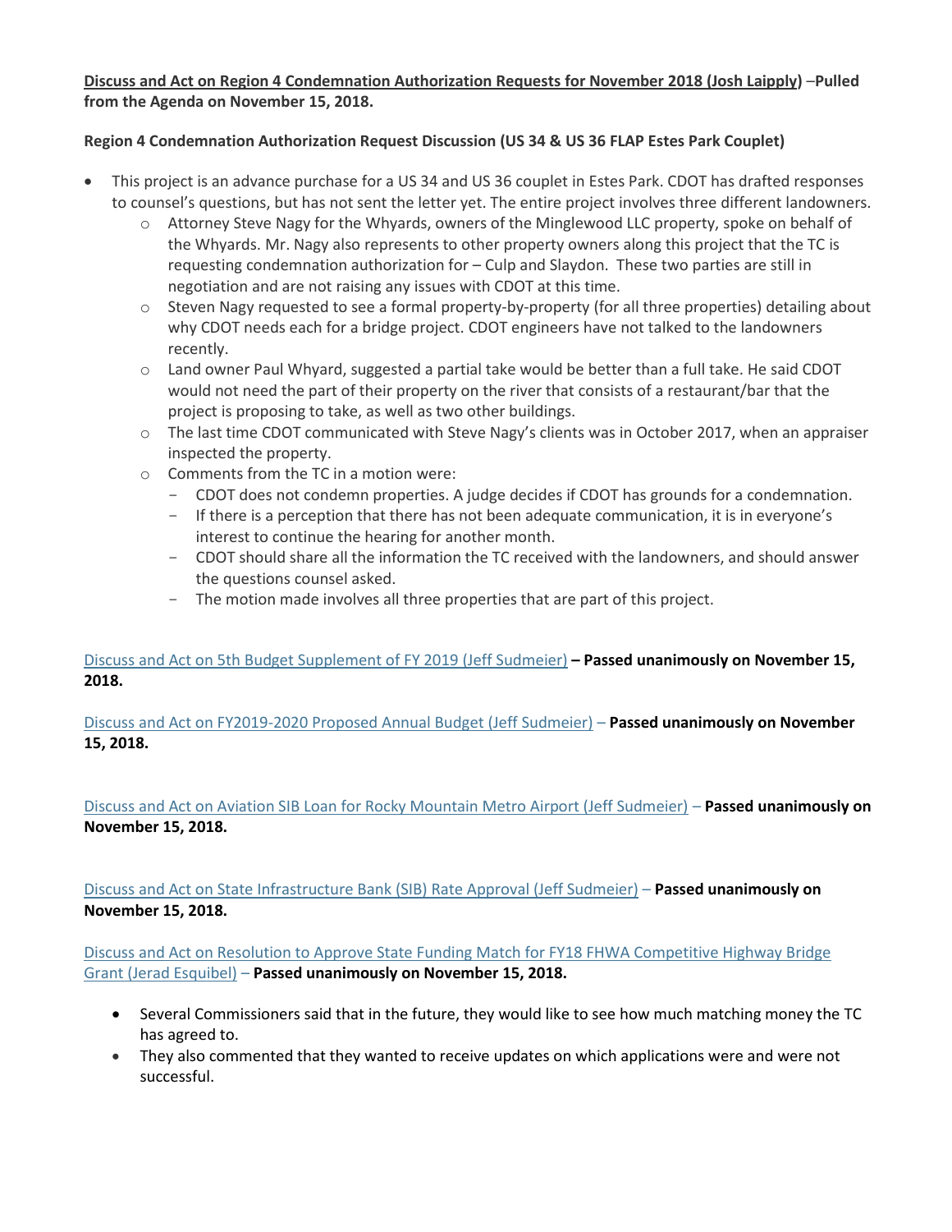**Discuss and Act on Region 4 Condemnation Authorization Requests for November 2018 (Josh Laipply)** –**Pulled from the Agenda on November 15, 2018.**

**Region 4 Condemnation Authorization Request Discussion (US 34 & US 36 FLAP Estes Park Couplet)**

- This project is an advance purchase for a US 34 and US 36 couplet in Estes Park. CDOT has drafted responses to counsel's questions, but has not sent the letter yet. The entire project involves three different landowners.
  - Attorney Steve Nagy for the Whyards, owners of the Minglewood LLC property, spoke on behalf of the Whyards. Mr. Nagy also represents to other property owners along this project that the TC is requesting condemnation authorization for – Culp and Slaydon. These two parties are still in negotiation and are not raising any issues with CDOT at this time.
  - Steven Nagy requested to see a formal property-by-property (for all three properties) detailing about why CDOT needs each for a bridge project. CDOT engineers have not talked to the landowners recently.
  - Land owner Paul Whyard, suggested a partial take would be better than a full take. He said CDOT would not need the part of their property on the river that consists of a restaurant/bar that the project is proposing to take, as well as two other buildings.
  - The last time CDOT communicated with Steve Nagy's clients was in October 2017, when an appraiser inspected the property.
  - Comments from the TC in a motion were:
    - CDOT does not condemn properties. A judge decides if CDOT has grounds for a condemnation.
    - If there is a perception that there has not been adequate communication, it is in everyone's interest to continue the hearing for another month.
    - CDOT should share all the information the TC received with the landowners, and should answer the questions counsel asked.
    - The motion made involves all three properties that are part of this project.

Discuss and Act on 5th Budget Supplement of FY 2019 (Jeff Sudmeier) **– Passed unanimously on November 15, 2018.**

Discuss and Act on FY2019-2020 Proposed Annual Budget (Jeff Sudmeier) – **Passed unanimously on November 15, 2018.**

Discuss and Act on Aviation SIB Loan for Rocky Mountain Metro Airport (Jeff Sudmeier) – **Passed unanimously on November 15, 2018.**

Discuss and Act on State Infrastructure Bank (SIB) Rate Approval (Jeff Sudmeier) – **Passed unanimously on November 15, 2018.**

Discuss and Act on Resolution to Approve State Funding Match for FY18 FHWA Competitive Highway Bridge Grant (Jerad Esquibel) – **Passed unanimously on November 15, 2018.**

- Several Commissioners said that in the future, they would like to see how much matching money the TC has agreed to.
- They also commented that they wanted to receive updates on which applications were and were not successful.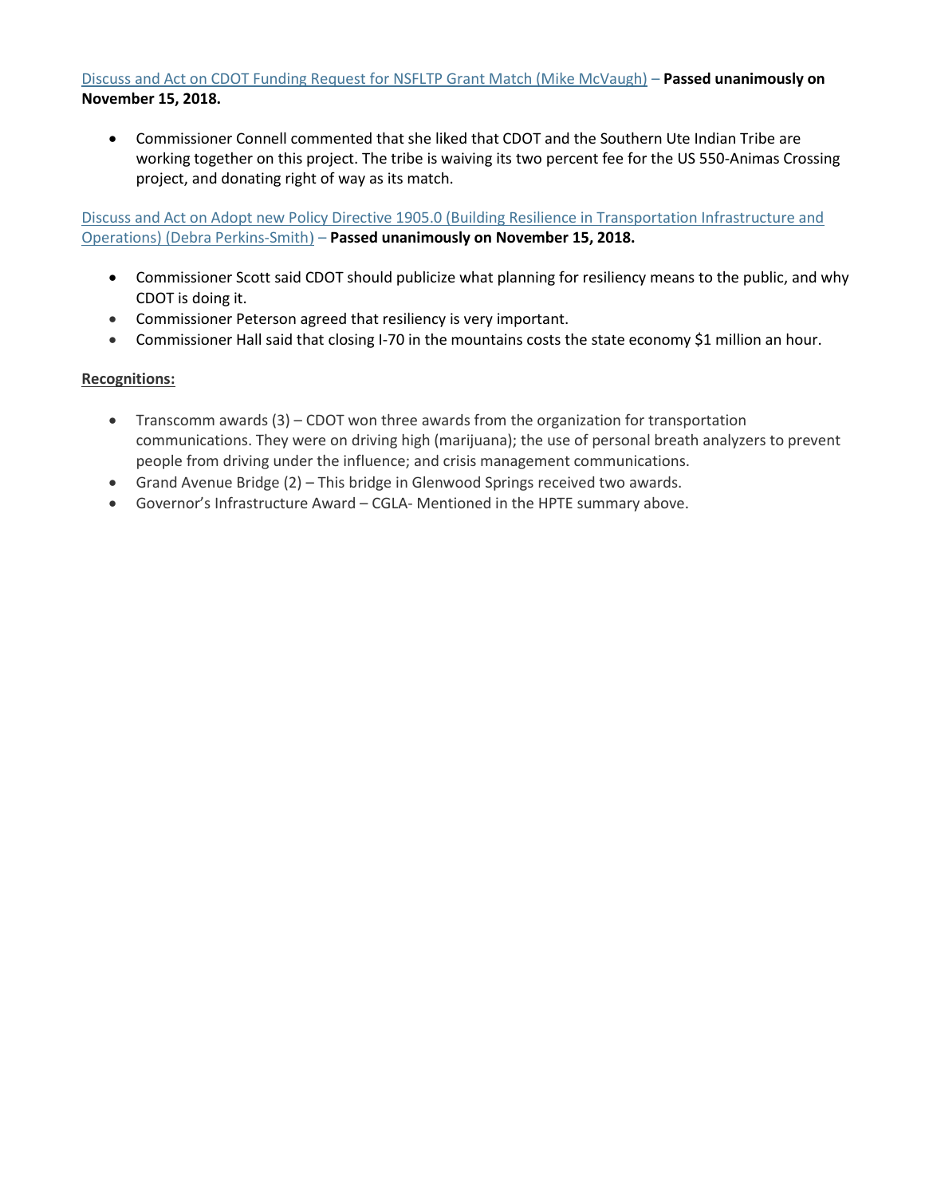Discuss and Act on CDOT Funding Request for NSFLTP Grant Match (Mike McVaugh) – **Passed unanimously on November 15, 2018.**

- Commissioner Connell commented that she liked that CDOT and the Southern Ute Indian Tribe are working together on this project. The tribe is waiving its two percent fee for the US 550-Animas Crossing project, and donating right of way as its match.

Discuss and Act on Adopt new Policy Directive 1905.0 (Building Resilience in Transportation Infrastructure and Operations) (Debra Perkins-Smith) – **Passed unanimously on November 15, 2018.**

- Commissioner Scott said CDOT should publicize what planning for resiliency means to the public, and why CDOT is doing it.
- Commissioner Peterson agreed that resiliency is very important.
- Commissioner Hall said that closing I-70 in the mountains costs the state economy $1 million an hour.

**Recognitions:**

- Transcomm awards (3) – CDOT won three awards from the organization for transportation communications. They were on driving high (marijuana); the use of personal breath analyzers to prevent people from driving under the influence; and crisis management communications.
- Grand Avenue Bridge (2) – This bridge in Glenwood Springs received two awards.
- Governor's Infrastructure Award – CGLA- Mentioned in the HPTE summary above.